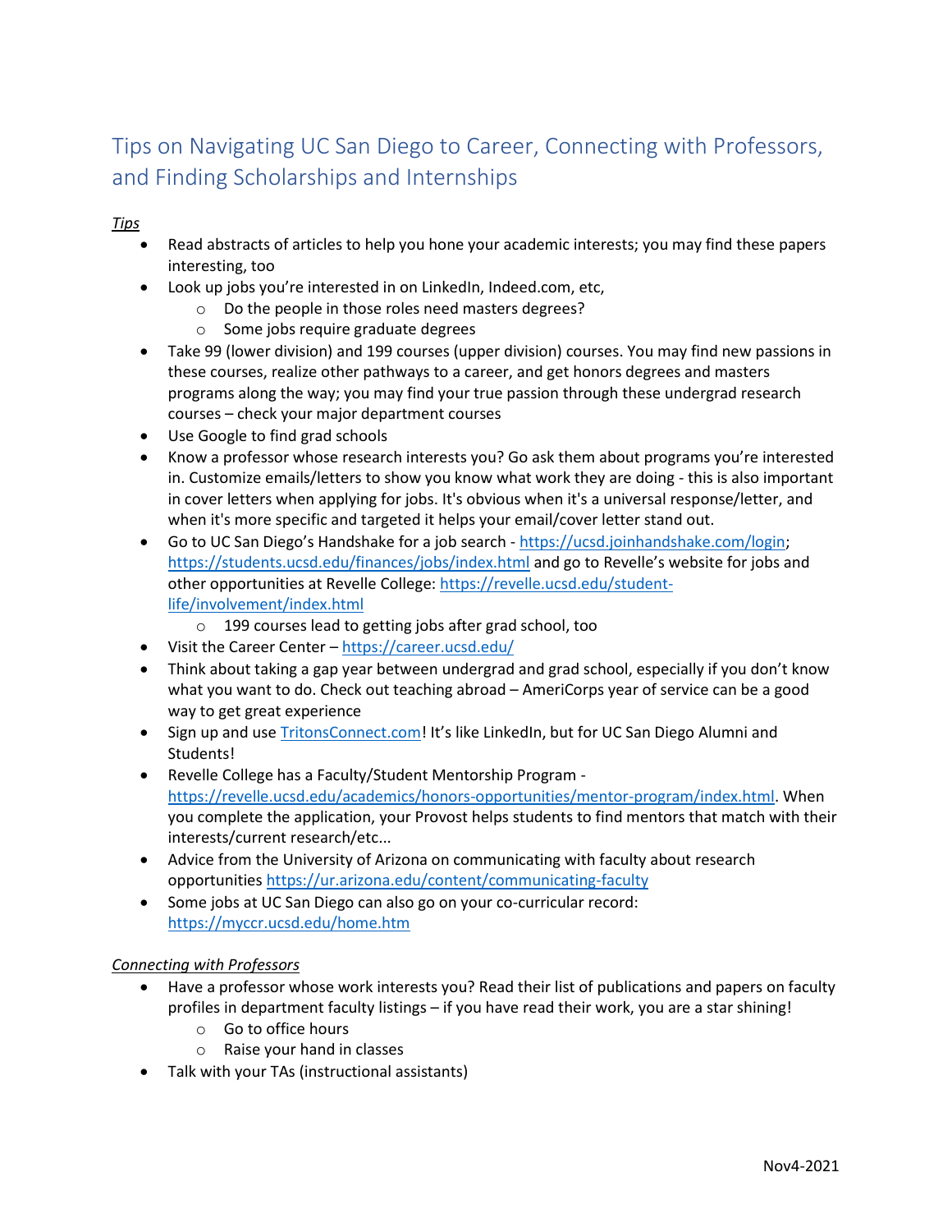# Tips on Navigating UC San Diego to Career, Connecting with Professors, and Finding Scholarships and Internships

*Tips*

- Read abstracts of articles to help you hone your academic interests; you may find these papers interesting, too
- Look up jobs you're interested in on LinkedIn, Indeed.com, etc,
  - Do the people in those roles need masters degrees?
  - Some jobs require graduate degrees
- Take 99 (lower division) and 199 courses (upper division) courses. You may find new passions in these courses, realize other pathways to a career, and get honors degrees and masters programs along the way; you may find your true passion through these undergrad research courses – check your major department courses
- Use Google to find grad schools
- Know a professor whose research interests you? Go ask them about programs you're interested in. Customize emails/letters to show you know what work they are doing - this is also important in cover letters when applying for jobs. It's obvious when it's a universal response/letter, and when it's more specific and targeted it helps your email/cover letter stand out.
- Go to UC San Diego's Handshake for a job search - https://ucsd.joinhandshake.com/login; https://students.ucsd.edu/finances/jobs/index.html and go to Revelle's website for jobs and other opportunities at Revelle College: https://revelle.ucsd.edu/student-life/involvement/index.html
  - 199 courses lead to getting jobs after grad school, too
- Visit the Career Center – https://career.ucsd.edu/
- Think about taking a gap year between undergrad and grad school, especially if you don't know what you want to do. Check out teaching abroad – AmeriCorps year of service can be a good way to get great experience
- Sign up and use TritonsConnect.com! It's like LinkedIn, but for UC San Diego Alumni and Students!
- Revelle College has a Faculty/Student Mentorship Program - https://revelle.ucsd.edu/academics/honors-opportunities/mentor-program/index.html. When you complete the application, your Provost helps students to find mentors that match with their interests/current research/etc...
- Advice from the University of Arizona on communicating with faculty about research opportunities https://ur.arizona.edu/content/communicating-faculty
- Some jobs at UC San Diego can also go on your co-curricular record: https://myccr.ucsd.edu/home.htm

*Connecting with Professors*

- Have a professor whose work interests you? Read their list of publications and papers on faculty profiles in department faculty listings – if you have read their work, you are a star shining!
  - Go to office hours
  - Raise your hand in classes
- Talk with your TAs (instructional assistants)

Nov4-2021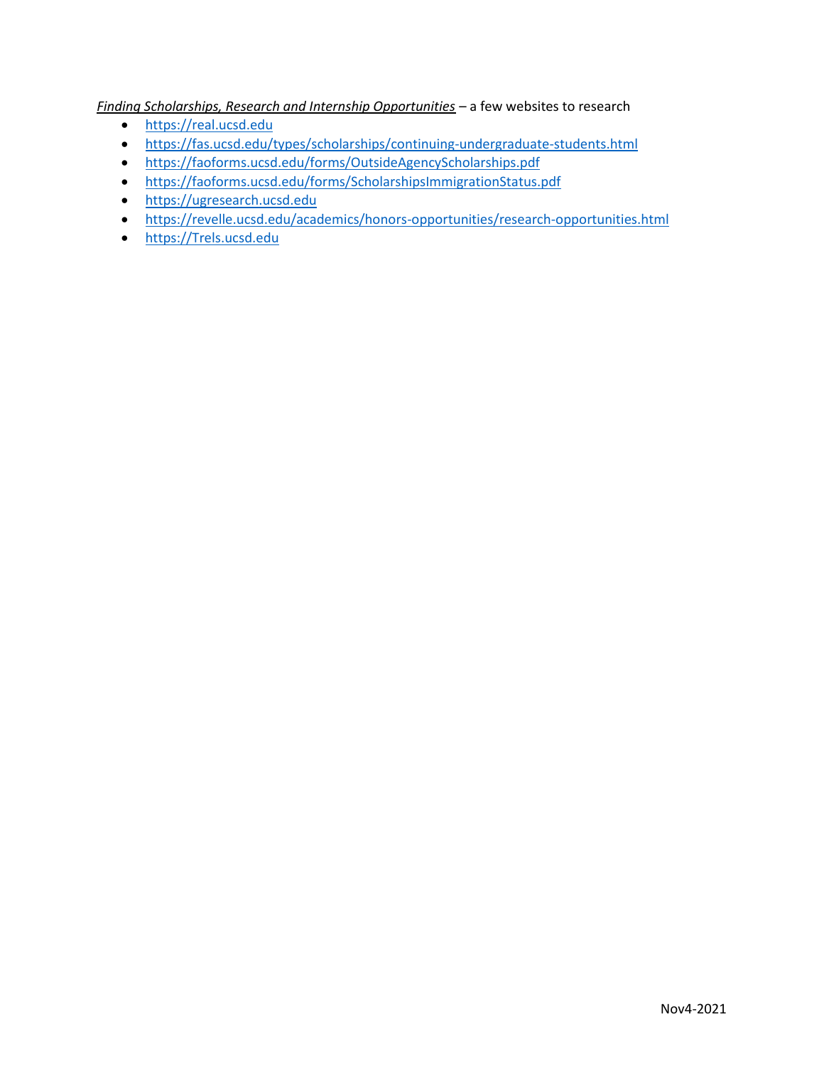*Finding Scholarships, Research and Internship Opportunities* – a few websites to research

- https://real.ucsd.edu
- https://fas.ucsd.edu/types/scholarships/continuing-undergraduate-students.html
- https://faoforms.ucsd.edu/forms/OutsideAgencyScholarships.pdf
- https://faoforms.ucsd.edu/forms/ScholarshipsImmigrationStatus.pdf
- https://ugresearch.ucsd.edu
- https://revelle.ucsd.edu/academics/honors-opportunities/research-opportunities.html
- https://Trels.ucsd.edu

Nov4-2021